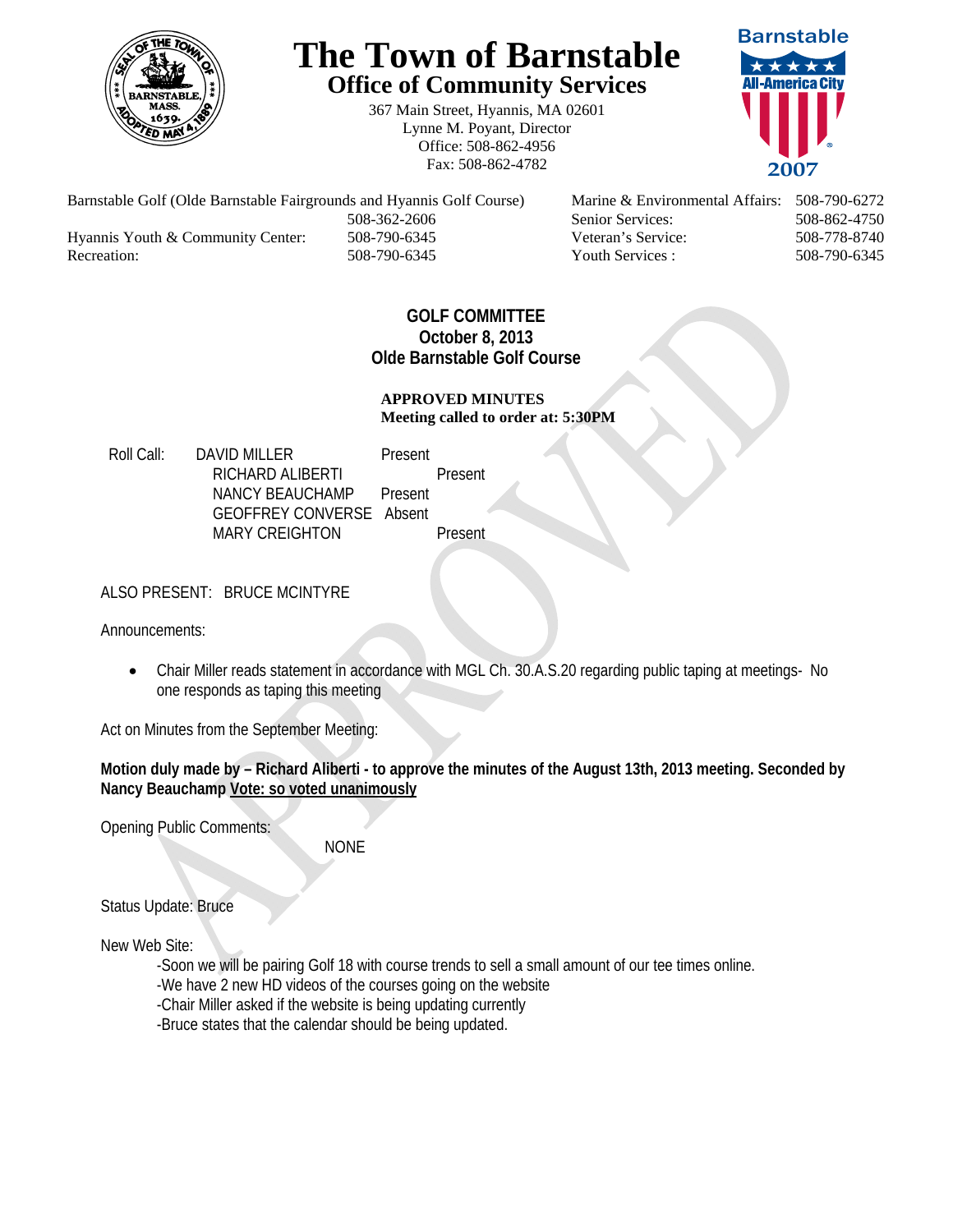# The Town of Barnstable

## Office of Community Services

367 Main Street, Hyannis, MA 02601
Lynne M. Poyant, Director
Office: 508-862-4956
Fax: 508-862-4782

Barnstable All-America City 2007

| | | | |
|---|---|---|---|
| Barnstable Golf (Olde Barnstable Fairgrounds and Hyannis Golf Course) | 508-362-2606 | Marine & Environmental Affairs: | 508-790-6272 |
| | | Senior Services: | 508-862-4750 |
| Hyannis Youth & Community Center: | 508-790-6345 | Veteran's Service: | 508-778-8740 |
| Recreation: | 508-790-6345 | Youth Services : | 508-790-6345 |

**GOLF COMMITTEE**
**October 8, 2013**
**Olde Barnstable Golf Course**

**APPROVED MINUTES**
**Meeting called to order at: 5:30PM**

Roll Call:

| | |
|---|---|
| DAVID MILLER | Present |
| RICHARD ALIBERTI | Present |
| NANCY BEAUCHAMP | Present |
| GEOFFREY CONVERSE | Absent |
| MARY CREIGHTON | Present |

ALSO PRESENT: BRUCE MCINTYRE

Announcements:

- Chair Miller reads statement in accordance with MGL Ch. 30.A.S.20 regarding public taping at meetings- No one responds as taping this meeting

Act on Minutes from the September Meeting:

**Motion duly made by – Richard Aliberti - to approve the minutes of the August 13th, 2013 meeting. Seconded by Nancy Beauchamp** **Vote: so voted unanimously**

Opening Public Comments:

NONE

Status Update: Bruce

New Web Site:

-Soon we will be pairing Golf 18 with course trends to sell a small amount of our tee times online.
-We have 2 new HD videos of the courses going on the website
-Chair Miller asked if the website is being updating currently
-Bruce states that the calendar should be being updated.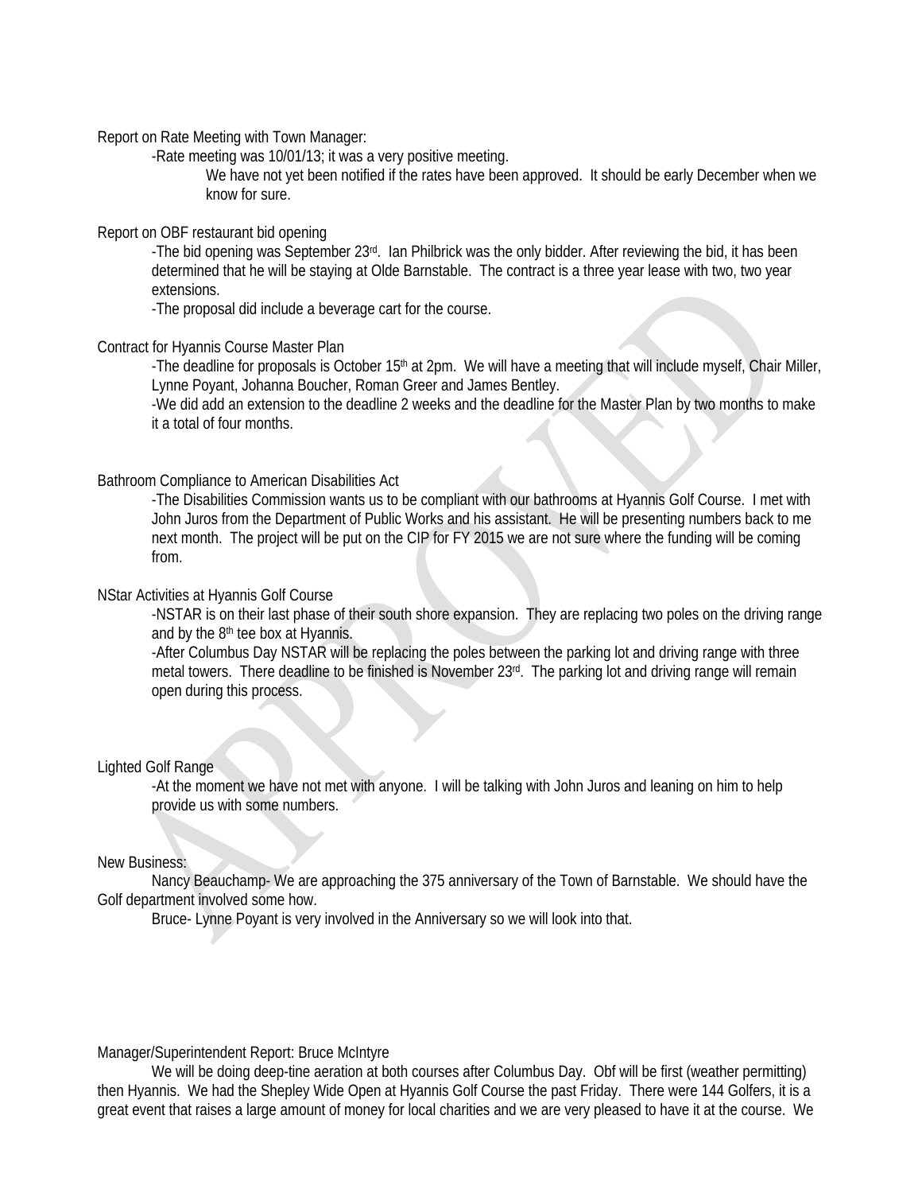Report on Rate Meeting with Town Manager:

-Rate meeting was 10/01/13; it was a very positive meeting.

We have not yet been notified if the rates have been approved. It should be early December when we know for sure.

Report on OBF restaurant bid opening

-The bid opening was September 23rd. Ian Philbrick was the only bidder. After reviewing the bid, it has been determined that he will be staying at Olde Barnstable. The contract is a three year lease with two, two year extensions.

-The proposal did include a beverage cart for the course.

Contract for Hyannis Course Master Plan

-The deadline for proposals is October 15th at 2pm. We will have a meeting that will include myself, Chair Miller, Lynne Poyant, Johanna Boucher, Roman Greer and James Bentley.

-We did add an extension to the deadline 2 weeks and the deadline for the Master Plan by two months to make it a total of four months.

Bathroom Compliance to American Disabilities Act

-The Disabilities Commission wants us to be compliant with our bathrooms at Hyannis Golf Course. I met with John Juros from the Department of Public Works and his assistant. He will be presenting numbers back to me next month. The project will be put on the CIP for FY 2015 we are not sure where the funding will be coming from.

NStar Activities at Hyannis Golf Course

-NSTAR is on their last phase of their south shore expansion. They are replacing two poles on the driving range and by the 8th tee box at Hyannis.

-After Columbus Day NSTAR will be replacing the poles between the parking lot and driving range with three metal towers. There deadline to be finished is November 23rd. The parking lot and driving range will remain open during this process.

Lighted Golf Range

-At the moment we have not met with anyone. I will be talking with John Juros and leaning on him to help provide us with some numbers.

New Business:

Nancy Beauchamp- We are approaching the 375 anniversary of the Town of Barnstable. We should have the Golf department involved some how.

Bruce- Lynne Poyant is very involved in the Anniversary so we will look into that.

Manager/Superintendent Report: Bruce McIntyre

We will be doing deep-tine aeration at both courses after Columbus Day. Obf will be first (weather permitting) then Hyannis. We had the Shepley Wide Open at Hyannis Golf Course the past Friday. There were 144 Golfers, it is a great event that raises a large amount of money for local charities and we are very pleased to have it at the course. We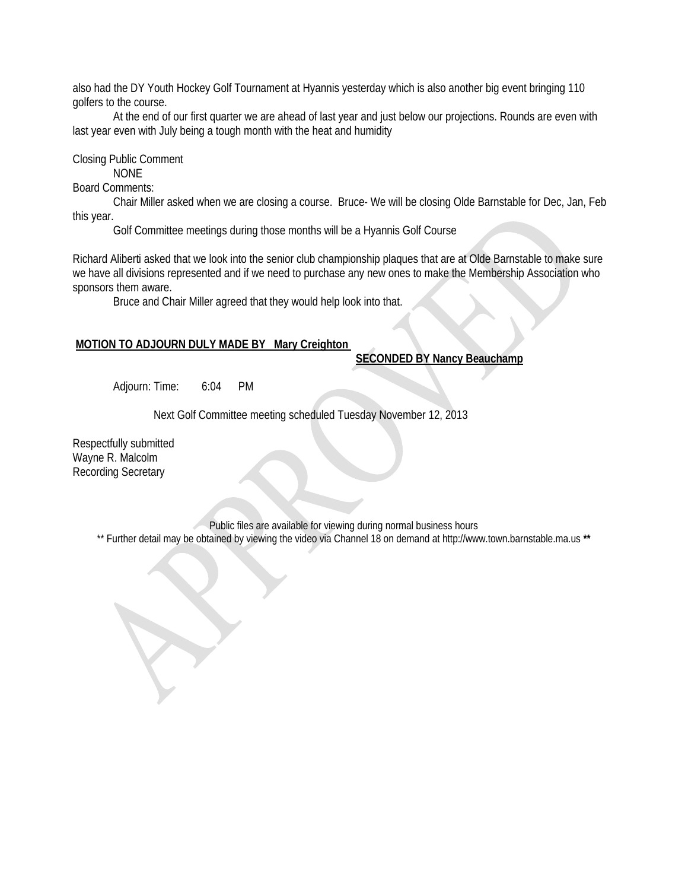also had the DY Youth Hockey Golf Tournament at Hyannis yesterday which is also another big event bringing 110 golfers to the course.

At the end of our first quarter we are ahead of last year and just below our projections. Rounds are even with last year even with July being a tough month with the heat and humidity

Closing Public Comment

NONE

Board Comments:

Chair Miller asked when we are closing a course. Bruce- We will be closing Olde Barnstable for Dec, Jan, Feb this year.

Golf Committee meetings during those months will be a Hyannis Golf Course

Richard Aliberti asked that we look into the senior club championship plaques that are at Olde Barnstable to make sure we have all divisions represented and if we need to purchase any new ones to make the Membership Association who sponsors them aware.

Bruce and Chair Miller agreed that they would help look into that.

**MOTION TO ADJOURN DULY MADE BY Mary Creighton**

**SECONDED BY Nancy Beauchamp**

Adjourn: Time: 6:04 PM

Next Golf Committee meeting scheduled Tuesday November 12, 2013

Respectfully submitted
Wayne R. Malcolm
Recording Secretary

Public files are available for viewing during normal business hours

** Further detail may be obtained by viewing the video via Channel 18 on demand at http://www.town.barnstable.ma.us **